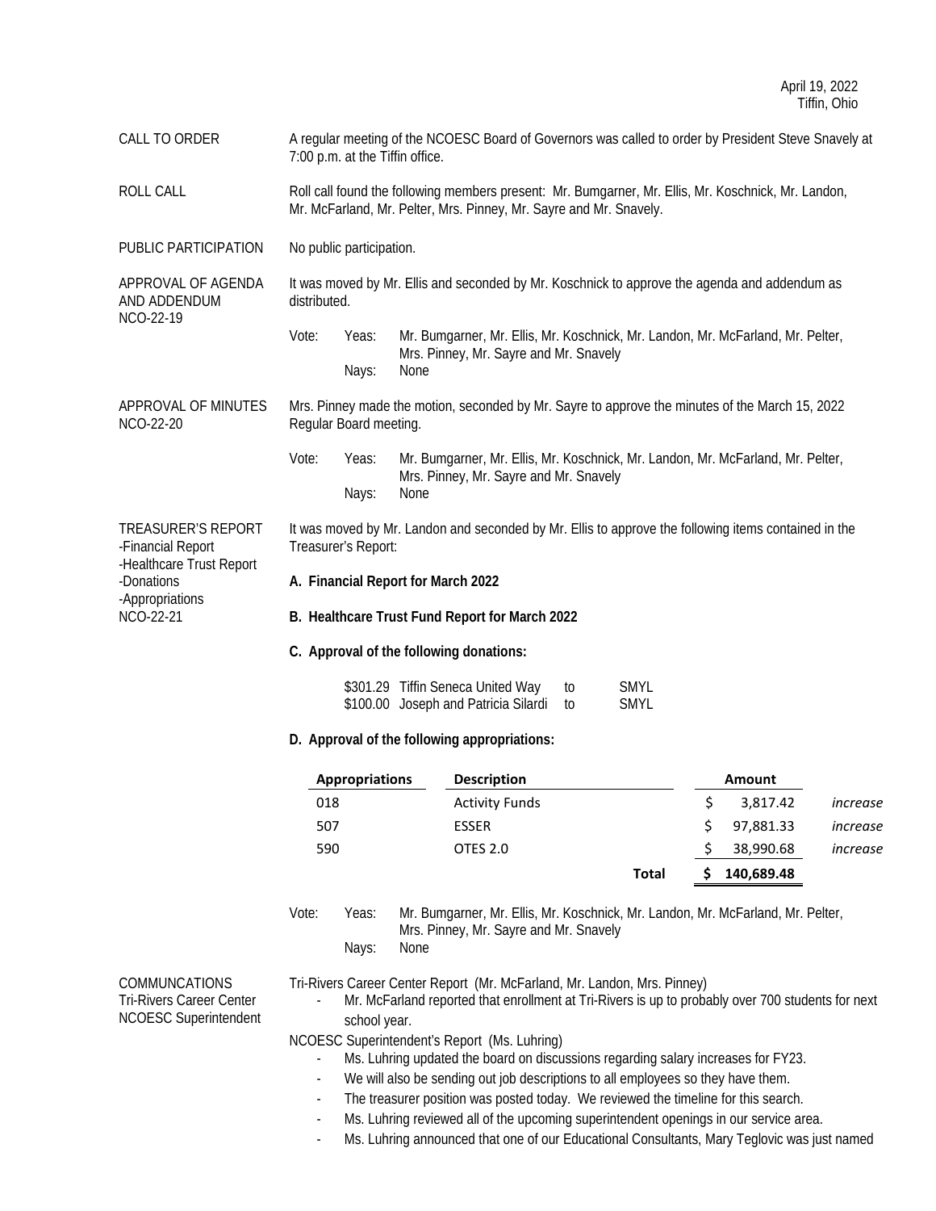April 19, 2022
Tiffin, Ohio

**CALL TO ORDER**

A regular meeting of the NCOESC Board of Governors was called to order by President Steve Snavely at 7:00 p.m. at the Tiffin office.

**ROLL CALL**

Roll call found the following members present: Mr. Bumgarner, Mr. Ellis, Mr. Koschnick, Mr. Landon, Mr. McFarland, Mr. Pelter, Mrs. Pinney, Mr. Sayre and Mr. Snavely.

**PUBLIC PARTICIPATION**

No public participation.

**APPROVAL OF AGENDA AND ADDENDUM NCO-22-19**

It was moved by Mr. Ellis and seconded by Mr. Koschnick to approve the agenda and addendum as distributed.

Vote: Yeas: Mr. Bumgarner, Mr. Ellis, Mr. Koschnick, Mr. Landon, Mr. McFarland, Mr. Pelter, Mrs. Pinney, Mr. Sayre and Mr. Snavely
Nays: None

**APPROVAL OF MINUTES NCO-22-20**

Mrs. Pinney made the motion, seconded by Mr. Sayre to approve the minutes of the March 15, 2022 Regular Board meeting.

Vote: Yeas: Mr. Bumgarner, Mr. Ellis, Mr. Koschnick, Mr. Landon, Mr. McFarland, Mr. Pelter, Mrs. Pinney, Mr. Sayre and Mr. Snavely
Nays: None

**TREASURER'S REPORT**
-Financial Report
-Healthcare Trust Report
-Donations
-Appropriations
NCO-22-21

It was moved by Mr. Landon and seconded by Mr. Ellis to approve the following items contained in the Treasurer's Report:

**A. Financial Report for March 2022**

**B. Healthcare Trust Fund Report for March 2022**

**C. Approval of the following donations:**

| | | | |
|---|---|---|---|
| $301.29 | Tiffin Seneca United Way | to | SMYL |
| $100.00 | Joseph and Patricia Silardi | to | SMYL |

**D. Approval of the following appropriations:**

| Appropriations | Description | Amount | |
|---|---|---|---|
| 018 | Activity Funds | $ 3,817.42 | *increase* |
| 507 | ESSER | $ 97,881.33 | *increase* |
| 590 | OTES 2.0 | $ 38,990.68 | *increase* |
| | **Total** | **$ 140,689.48** | |

Vote: Yeas: Mr. Bumgarner, Mr. Ellis, Mr. Koschnick, Mr. Landon, Mr. McFarland, Mr. Pelter, Mrs. Pinney, Mr. Sayre and Mr. Snavely
Nays: None

**COMMUNCATIONS**
Tri-Rivers Career Center
NCOESC Superintendent

Tri-Rivers Career Center Report (Mr. McFarland, Mr. Landon, Mrs. Pinney)

- Mr. McFarland reported that enrollment at Tri-Rivers is up to probably over 700 students for next school year.

NCOESC Superintendent's Report (Ms. Luhring)

- Ms. Luhring updated the board on discussions regarding salary increases for FY23.
- We will also be sending out job descriptions to all employees so they have them.
- The treasurer position was posted today. We reviewed the timeline for this search.
- Ms. Luhring reviewed all of the upcoming superintendent openings in our service area.
- Ms. Luhring announced that one of our Educational Consultants, Mary Teglovic was just named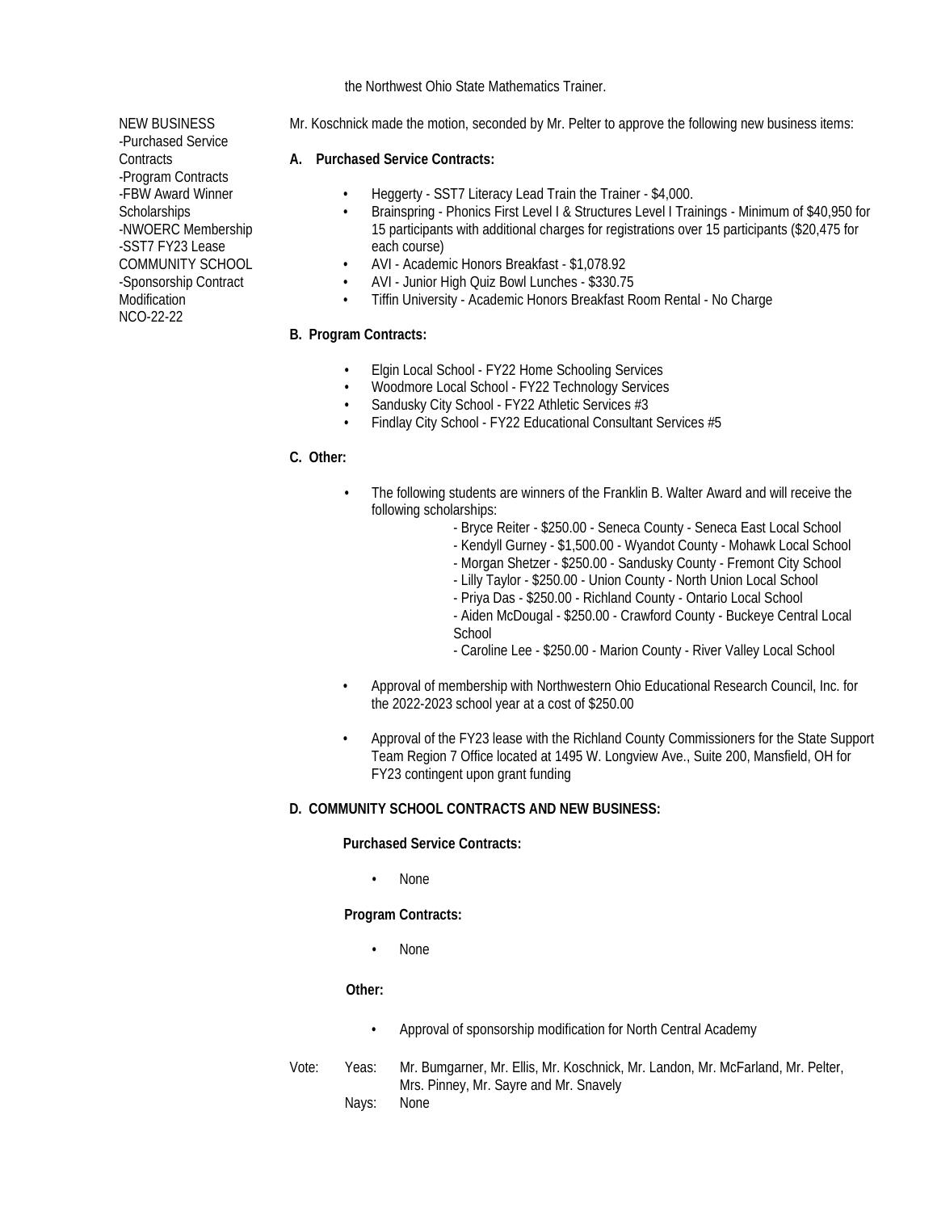the Northwest Ohio State Mathematics Trainer.

NEW BUSINESS
-Purchased Service Contracts
-Program Contracts
-FBW Award Winner Scholarships
-NWOERC Membership
-SST7 FY23 Lease
COMMUNITY SCHOOL
-Sponsorship Contract Modification
NCO-22-22

Mr. Koschnick made the motion, seconded by Mr. Pelter to approve the following new business items:

**A. Purchased Service Contracts:**

- Heggerty - SST7 Literacy Lead Train the Trainer - $4,000.
- Brainspring - Phonics First Level I & Structures Level I Trainings - Minimum of $40,950 for 15 participants with additional charges for registrations over 15 participants ($20,475 for each course)
- AVI - Academic Honors Breakfast - $1,078.92
- AVI - Junior High Quiz Bowl Lunches - $330.75
- Tiffin University - Academic Honors Breakfast Room Rental - No Charge

**B. Program Contracts:**

- Elgin Local School - FY22 Home Schooling Services
- Woodmore Local School - FY22 Technology Services
- Sandusky City School - FY22 Athletic Services #3
- Findlay City School - FY22 Educational Consultant Services #5

**C. Other:**

- The following students are winners of the Franklin B. Walter Award and will receive the following scholarships:
  - Bryce Reiter - $250.00 - Seneca County - Seneca East Local School
  - Kendyll Gurney - $1,500.00 - Wyandot County - Mohawk Local School
  - Morgan Shetzer - $250.00 - Sandusky County - Fremont City School
  - Lilly Taylor - $250.00 - Union County - North Union Local School
  - Priya Das - $250.00 - Richland County - Ontario Local School
  - Aiden McDougal - $250.00 - Crawford County - Buckeye Central Local School
  - Caroline Lee - $250.00 - Marion County - River Valley Local School

- Approval of membership with Northwestern Ohio Educational Research Council, Inc. for the 2022-2023 school year at a cost of $250.00

- Approval of the FY23 lease with the Richland County Commissioners for the State Support Team Region 7 Office located at 1495 W. Longview Ave., Suite 200, Mansfield, OH for FY23 contingent upon grant funding

**D. COMMUNITY SCHOOL CONTRACTS AND NEW BUSINESS:**

**Purchased Service Contracts:**

- None

**Program Contracts:**

- None

**Other:**

- Approval of sponsorship modification for North Central Academy

Vote: Yeas: Mr. Bumgarner, Mr. Ellis, Mr. Koschnick, Mr. Landon, Mr. McFarland, Mr. Pelter, Mrs. Pinney, Mr. Sayre and Mr. Snavely
Nays: None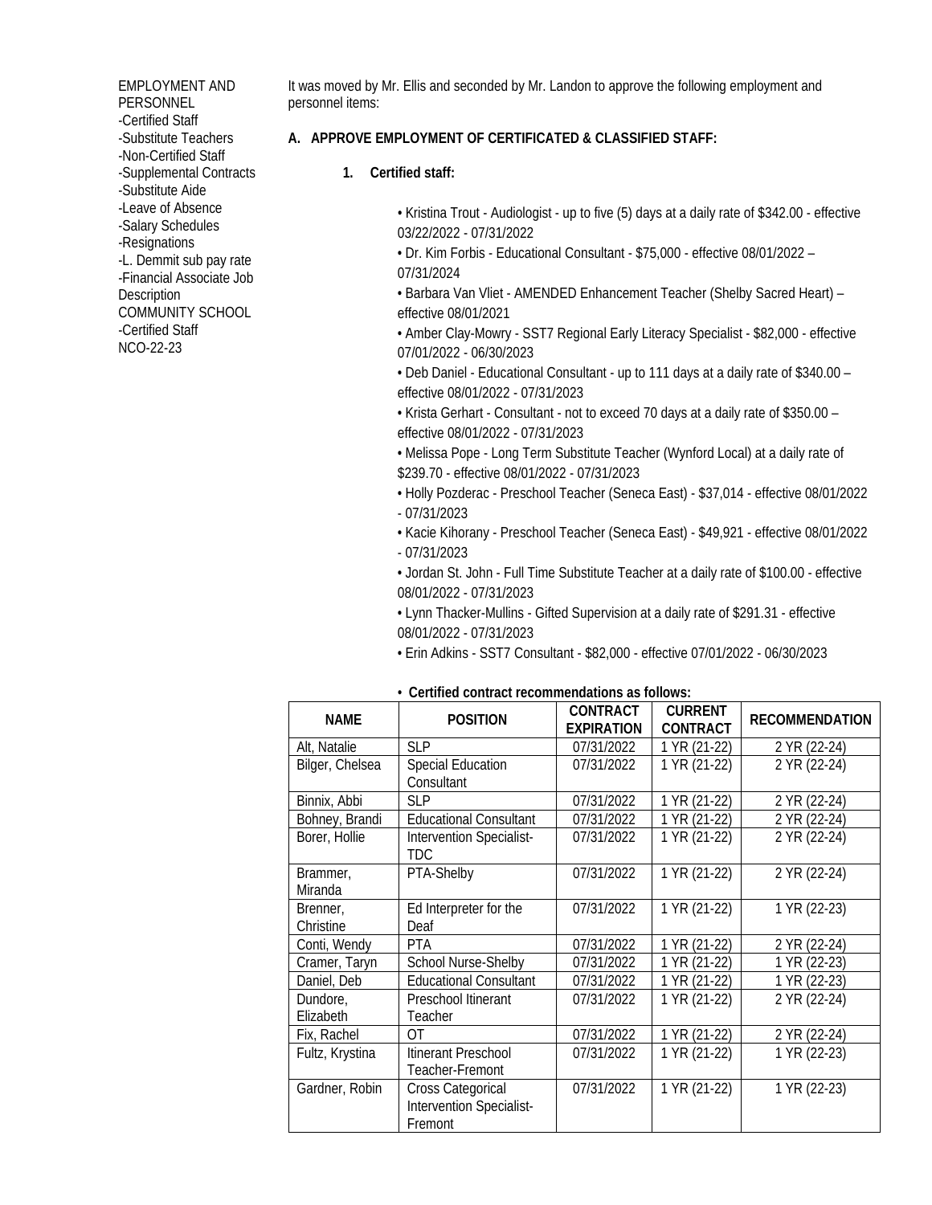EMPLOYMENT AND PERSONNEL
-Certified Staff
-Substitute Teachers
-Non-Certified Staff
-Supplemental Contracts
-Substitute Aide
-Leave of Absence
-Salary Schedules
-Resignations
-L. Demmit sub pay rate
-Financial Associate Job Description
COMMUNITY SCHOOL
-Certified Staff
NCO-22-23

It was moved by Mr. Ellis and seconded by Mr. Landon to approve the following employment and personnel items:

**A. APPROVE EMPLOYMENT OF CERTIFICATED & CLASSIFIED STAFF:**

**1. Certified staff:**

- Kristina Trout - Audiologist - up to five (5) days at a daily rate of $342.00 - effective 03/22/2022 - 07/31/2022
- Dr. Kim Forbis - Educational Consultant - $75,000 - effective 08/01/2022 – 07/31/2024
- Barbara Van Vliet - AMENDED Enhancement Teacher (Shelby Sacred Heart) – effective 08/01/2021
- Amber Clay-Mowry - SST7 Regional Early Literacy Specialist - $82,000 - effective 07/01/2022 - 06/30/2023
- Deb Daniel - Educational Consultant - up to 111 days at a daily rate of $340.00 – effective 08/01/2022 - 07/31/2023
- Krista Gerhart - Consultant - not to exceed 70 days at a daily rate of $350.00 – effective 08/01/2022 - 07/31/2023
- Melissa Pope - Long Term Substitute Teacher (Wynford Local) at a daily rate of $239.70 - effective 08/01/2022 - 07/31/2023
- Holly Pozderac - Preschool Teacher (Seneca East) - $37,014 - effective 08/01/2022 - 07/31/2023
- Kacie Kihorany - Preschool Teacher (Seneca East) - $49,921 - effective 08/01/2022 - 07/31/2023
- Jordan St. John - Full Time Substitute Teacher at a daily rate of $100.00 - effective 08/01/2022 - 07/31/2023
- Lynn Thacker-Mullins - Gifted Supervision at a daily rate of $291.31 - effective 08/01/2022 - 07/31/2023
- Erin Adkins - SST7 Consultant - $82,000 - effective 07/01/2022 - 06/30/2023

- **Certified contract recommendations as follows:**

| NAME | POSITION | CONTRACT EXPIRATION | CURRENT CONTRACT | RECOMMENDATION |
|---|---|---|---|---|
| Alt, Natalie | SLP | 07/31/2022 | 1 YR (21-22) | 2 YR (22-24) |
| Bilger, Chelsea | Special Education Consultant | 07/31/2022 | 1 YR (21-22) | 2 YR (22-24) |
| Binnix, Abbi | SLP | 07/31/2022 | 1 YR (21-22) | 2 YR (22-24) |
| Bohney, Brandi | Educational Consultant | 07/31/2022 | 1 YR (21-22) | 2 YR (22-24) |
| Borer, Hollie | Intervention Specialist-TDC | 07/31/2022 | 1 YR (21-22) | 2 YR (22-24) |
| Brammer, Miranda | PTA-Shelby | 07/31/2022 | 1 YR (21-22) | 2 YR (22-24) |
| Brenner, Christine | Ed Interpreter for the Deaf | 07/31/2022 | 1 YR (21-22) | 1 YR (22-23) |
| Conti, Wendy | PTA | 07/31/2022 | 1 YR (21-22) | 2 YR (22-24) |
| Cramer, Taryn | School Nurse-Shelby | 07/31/2022 | 1 YR (21-22) | 1 YR (22-23) |
| Daniel, Deb | Educational Consultant | 07/31/2022 | 1 YR (21-22) | 1 YR (22-23) |
| Dundore, Elizabeth | Preschool Itinerant Teacher | 07/31/2022 | 1 YR (21-22) | 2 YR (22-24) |
| Fix, Rachel | OT | 07/31/2022 | 1 YR (21-22) | 2 YR (22-24) |
| Fultz, Krystina | Itinerant Preschool Teacher-Fremont | 07/31/2022 | 1 YR (21-22) | 1 YR (22-23) |
| Gardner, Robin | Cross Categorical Intervention Specialist-Fremont | 07/31/2022 | 1 YR (21-22) | 1 YR (22-23) |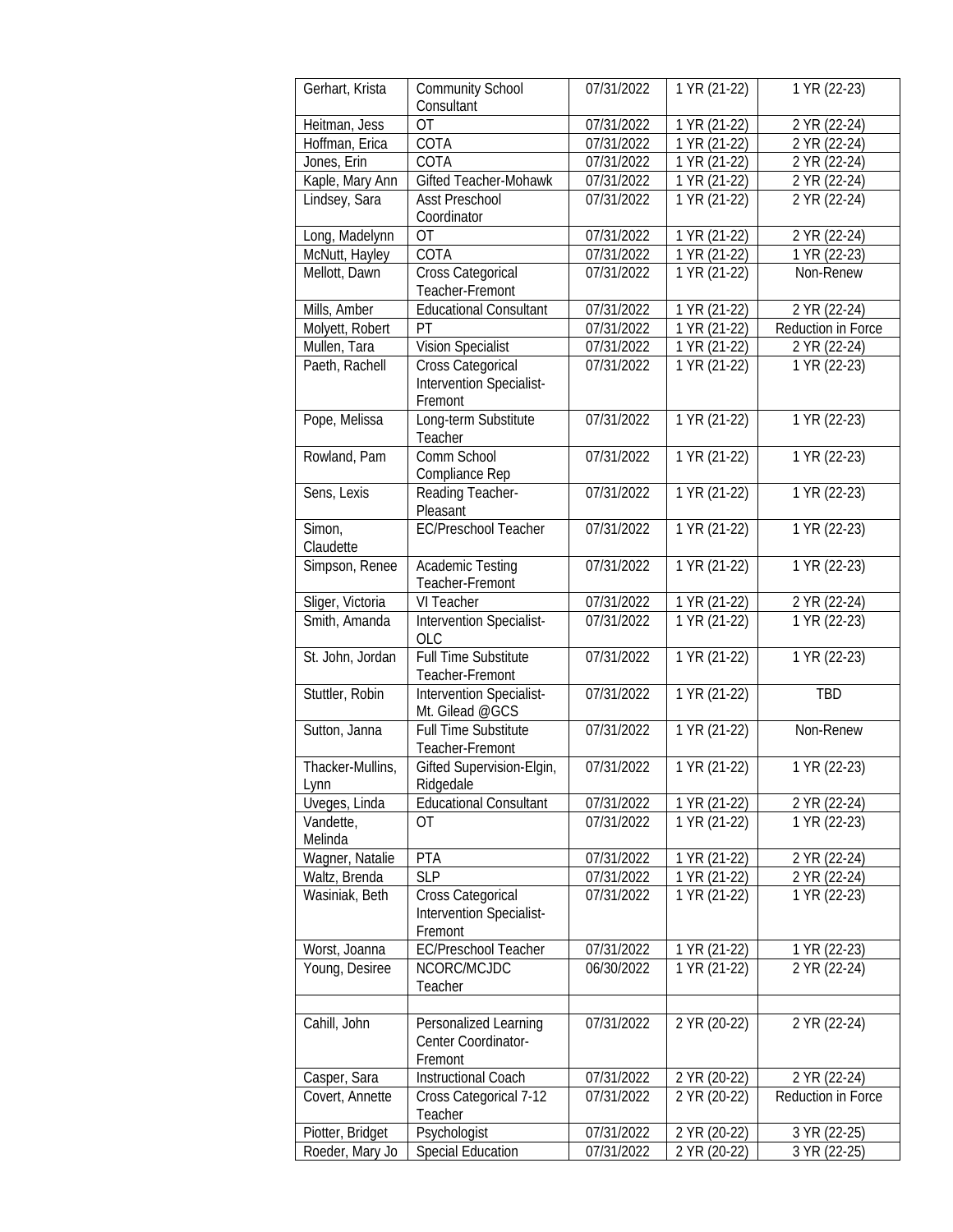| Gerhart, Krista | Community School Consultant | 07/31/2022 | 1 YR (21-22) | 1 YR (22-23) |
|---|---|---|---|---|
| Heitman, Jess | OT | 07/31/2022 | 1 YR (21-22) | 2 YR (22-24) |
| Hoffman, Erica | COTA | 07/31/2022 | 1 YR (21-22) | 2 YR (22-24) |
| Jones, Erin | COTA | 07/31/2022 | 1 YR (21-22) | 2 YR (22-24) |
| Kaple, Mary Ann | Gifted Teacher-Mohawk | 07/31/2022 | 1 YR (21-22) | 2 YR (22-24) |
| Lindsey, Sara | Asst Preschool Coordinator | 07/31/2022 | 1 YR (21-22) | 2 YR (22-24) |
| Long, Madelynn | OT | 07/31/2022 | 1 YR (21-22) | 2 YR (22-24) |
| McNutt, Hayley | COTA | 07/31/2022 | 1 YR (21-22) | 1 YR (22-23) |
| Mellott, Dawn | Cross Categorical Teacher-Fremont | 07/31/2022 | 1 YR (21-22) | Non-Renew |
| Mills, Amber | Educational Consultant | 07/31/2022 | 1 YR (21-22) | 2 YR (22-24) |
| Molyett, Robert | PT | 07/31/2022 | 1 YR (21-22) | Reduction in Force |
| Mullen, Tara | Vision Specialist | 07/31/2022 | 1 YR (21-22) | 2 YR (22-24) |
| Paeth, Rachell | Cross Categorical Intervention Specialist-Fremont | 07/31/2022 | 1 YR (21-22) | 1 YR (22-23) |
| Pope, Melissa | Long-term Substitute Teacher | 07/31/2022 | 1 YR (21-22) | 1 YR (22-23) |
| Rowland, Pam | Comm School Compliance Rep | 07/31/2022 | 1 YR (21-22) | 1 YR (22-23) |
| Sens, Lexis | Reading Teacher-Pleasant | 07/31/2022 | 1 YR (21-22) | 1 YR (22-23) |
| Simon, Claudette | EC/Preschool Teacher | 07/31/2022 | 1 YR (21-22) | 1 YR (22-23) |
| Simpson, Renee | Academic Testing Teacher-Fremont | 07/31/2022 | 1 YR (21-22) | 1 YR (22-23) |
| Sliger, Victoria | VI Teacher | 07/31/2022 | 1 YR (21-22) | 2 YR (22-24) |
| Smith, Amanda | Intervention Specialist-OLC | 07/31/2022 | 1 YR (21-22) | 1 YR (22-23) |
| St. John, Jordan | Full Time Substitute Teacher-Fremont | 07/31/2022 | 1 YR (21-22) | 1 YR (22-23) |
| Stuttler, Robin | Intervention Specialist-Mt. Gilead @GCS | 07/31/2022 | 1 YR (21-22) | TBD |
| Sutton, Janna | Full Time Substitute Teacher-Fremont | 07/31/2022 | 1 YR (21-22) | Non-Renew |
| Thacker-Mullins, Lynn | Gifted Supervision-Elgin, Ridgedale | 07/31/2022 | 1 YR (21-22) | 1 YR (22-23) |
| Uveges, Linda | Educational Consultant | 07/31/2022 | 1 YR (21-22) | 2 YR (22-24) |
| Vandette, Melinda | OT | 07/31/2022 | 1 YR (21-22) | 1 YR (22-23) |
| Wagner, Natalie | PTA | 07/31/2022 | 1 YR (21-22) | 2 YR (22-24) |
| Waltz, Brenda | SLP | 07/31/2022 | 1 YR (21-22) | 2 YR (22-24) |
| Wasiniak, Beth | Cross Categorical Intervention Specialist-Fremont | 07/31/2022 | 1 YR (21-22) | 1 YR (22-23) |
| Worst, Joanna | EC/Preschool Teacher | 07/31/2022 | 1 YR (21-22) | 1 YR (22-23) |
| Young, Desiree | NCORC/MCJDC Teacher | 06/30/2022 | 1 YR (21-22) | 2 YR (22-24) |
| | | | | |
| Cahill, John | Personalized Learning Center Coordinator-Fremont | 07/31/2022 | 2 YR (20-22) | 2 YR (22-24) |
| Casper, Sara | Instructional Coach | 07/31/2022 | 2 YR (20-22) | 2 YR (22-24) |
| Covert, Annette | Cross Categorical 7-12 Teacher | 07/31/2022 | 2 YR (20-22) | Reduction in Force |
| Piotter, Bridget | Psychologist | 07/31/2022 | 2 YR (20-22) | 3 YR (22-25) |
| Roeder, Mary Jo | Special Education | 07/31/2022 | 2 YR (20-22) | 3 YR (22-25) |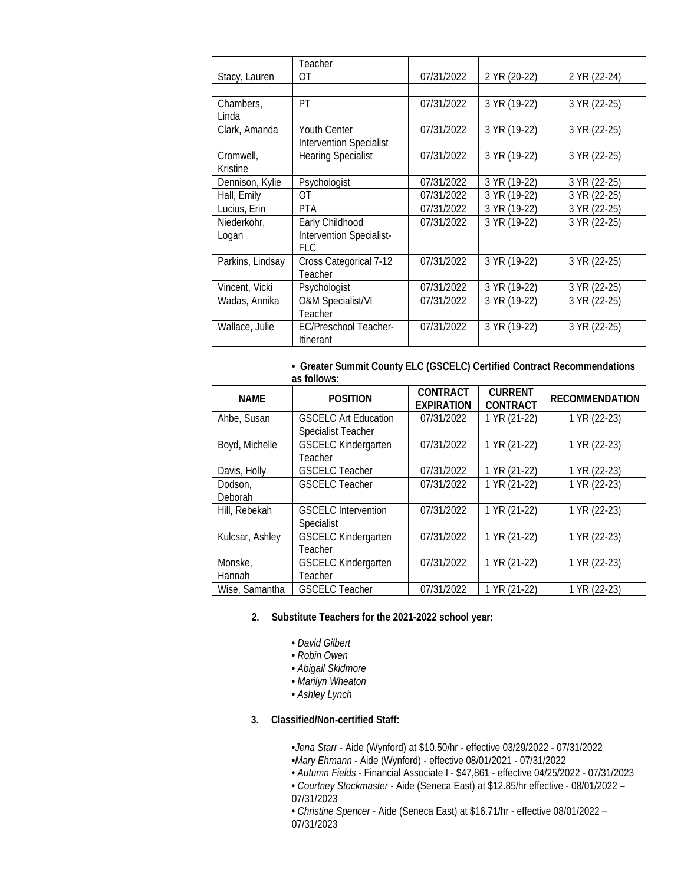| | | | | |
|---|---|---|---|---|
| | Teacher | | | |
| Stacy, Lauren | OT | 07/31/2022 | 2 YR (20-22) | 2 YR (22-24) |
| | | | | |
| Chambers, Linda | PT | 07/31/2022 | 3 YR (19-22) | 3 YR (22-25) |
| Clark, Amanda | Youth Center Intervention Specialist | 07/31/2022 | 3 YR (19-22) | 3 YR (22-25) |
| Cromwell, Kristine | Hearing Specialist | 07/31/2022 | 3 YR (19-22) | 3 YR (22-25) |
| Dennison, Kylie | Psychologist | 07/31/2022 | 3 YR (19-22) | 3 YR (22-25) |
| Hall, Emily | OT | 07/31/2022 | 3 YR (19-22) | 3 YR (22-25) |
| Lucius, Erin | PTA | 07/31/2022 | 3 YR (19-22) | 3 YR (22-25) |
| Niederkohr, Logan | Early Childhood Intervention Specialist-FLC | 07/31/2022 | 3 YR (19-22) | 3 YR (22-25) |
| Parkins, Lindsay | Cross Categorical 7-12 Teacher | 07/31/2022 | 3 YR (19-22) | 3 YR (22-25) |
| Vincent, Vicki | Psychologist | 07/31/2022 | 3 YR (19-22) | 3 YR (22-25) |
| Wadas, Annika | O&M Specialist/VI Teacher | 07/31/2022 | 3 YR (19-22) | 3 YR (22-25) |
| Wallace, Julie | EC/Preschool Teacher-Itinerant | 07/31/2022 | 3 YR (19-22) | 3 YR (22-25) |

- **Greater Summit County ELC (GSCELC) Certified Contract Recommendations as follows:**

| NAME | POSITION | CONTRACT EXPIRATION | CURRENT CONTRACT | RECOMMENDATION |
|---|---|---|---|---|
| Ahbe, Susan | GSCELC Art Education Specialist Teacher | 07/31/2022 | 1 YR (21-22) | 1 YR (22-23) |
| Boyd, Michelle | GSCELC Kindergarten Teacher | 07/31/2022 | 1 YR (21-22) | 1 YR (22-23) |
| Davis, Holly | GSCELC Teacher | 07/31/2022 | 1 YR (21-22) | 1 YR (22-23) |
| Dodson, Deborah | GSCELC Teacher | 07/31/2022 | 1 YR (21-22) | 1 YR (22-23) |
| Hill, Rebekah | GSCELC Intervention Specialist | 07/31/2022 | 1 YR (21-22) | 1 YR (22-23) |
| Kulcsar, Ashley | GSCELC Kindergarten Teacher | 07/31/2022 | 1 YR (21-22) | 1 YR (22-23) |
| Monske, Hannah | GSCELC Kindergarten Teacher | 07/31/2022 | 1 YR (21-22) | 1 YR (22-23) |
| Wise, Samantha | GSCELC Teacher | 07/31/2022 | 1 YR (21-22) | 1 YR (22-23) |

2. **Substitute Teachers for the 2021-2022 school year:**

   - *David Gilbert*
   - *Robin Owen*
   - *Abigail Skidmore*
   - *Marilyn Wheaton*
   - *Ashley Lynch*

3. **Classified/Non-certified Staff:**

   - *Jena Starr* - Aide (Wynford) at $10.50/hr - effective 03/29/2022 - 07/31/2022
   - *Mary Ehmann* - Aide (Wynford) - effective 08/01/2021 - 07/31/2022
   - *Autumn Fields* - Financial Associate I - $47,861 - effective 04/25/2022 - 07/31/2023
   - *Courtney Stockmaster* - Aide (Seneca East) at $12.85/hr effective - 08/01/2022 – 07/31/2023
   - *Christine Spencer* - Aide (Seneca East) at $16.71/hr - effective 08/01/2022 – 07/31/2023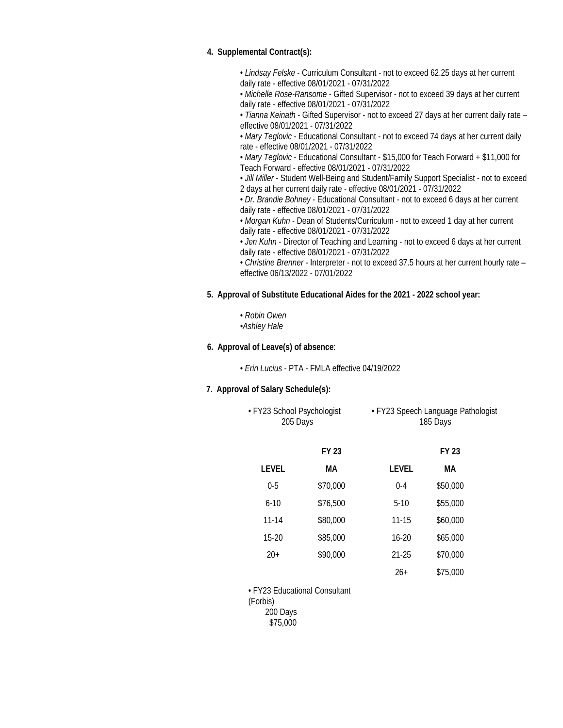**4. Supplemental Contract(s):**

- *Lindsay Felske* - Curriculum Consultant - not to exceed 62.25 days at her current daily rate - effective 08/01/2021 - 07/31/2022
- *Michelle Rose-Ransome* - Gifted Supervisor - not to exceed 39 days at her current daily rate - effective 08/01/2021 - 07/31/2022
- *Tianna Keinath* - Gifted Supervisor - not to exceed 27 days at her current daily rate – effective 08/01/2021 - 07/31/2022
- *Mary Teglovic* - Educational Consultant - not to exceed 74 days at her current daily rate - effective 08/01/2021 - 07/31/2022
- *Mary Teglovic* - Educational Consultant - $15,000 for Teach Forward + $11,000 for Teach Forward - effective 08/01/2021 - 07/31/2022
- *Jill Miller* - Student Well-Being and Student/Family Support Specialist - not to exceed 2 days at her current daily rate - effective 08/01/2021 - 07/31/2022
- *Dr. Brandie Bohney* - Educational Consultant - not to exceed 6 days at her current daily rate - effective 08/01/2021 - 07/31/2022
- *Morgan Kuhn* - Dean of Students/Curriculum - not to exceed 1 day at her current daily rate - effective 08/01/2021 - 07/31/2022
- *Jen Kuhn* - Director of Teaching and Learning - not to exceed 6 days at her current daily rate - effective 08/01/2021 - 07/31/2022
- *Christine Brenner* - Interpreter - not to exceed 37.5 hours at her current hourly rate – effective 06/13/2022 - 07/01/2022

**5. Approval of Substitute Educational Aides for the 2021 - 2022 school year:**

- *Robin Owen*
- *Ashley Hale*

**6. Approval of Leave(s) of absence**:

- *Erin Lucius* - PTA - FMLA effective 04/19/2022

**7. Approval of Salary Schedule(s):**

- FY23 School Psychologist
  205 Days

| | **FY 23** |
|---|---|
| **LEVEL** | **MA** |
| 0-5 | $70,000 |
| 6-10 | $76,500 |
| 11-14 | $80,000 |
| 15-20 | $85,000 |
| 20+ | $90,000 |

- FY23 Speech Language Pathologist
  185 Days

| | **FY 23** |
|---|---|
| **LEVEL** | **MA** |
| 0-4 | $50,000 |
| 5-10 | $55,000 |
| 11-15 | $60,000 |
| 16-20 | $65,000 |
| 21-25 | $70,000 |
| 26+ | $75,000 |

- FY23 Educational Consultant (Forbis)
  200 Days
  $75,000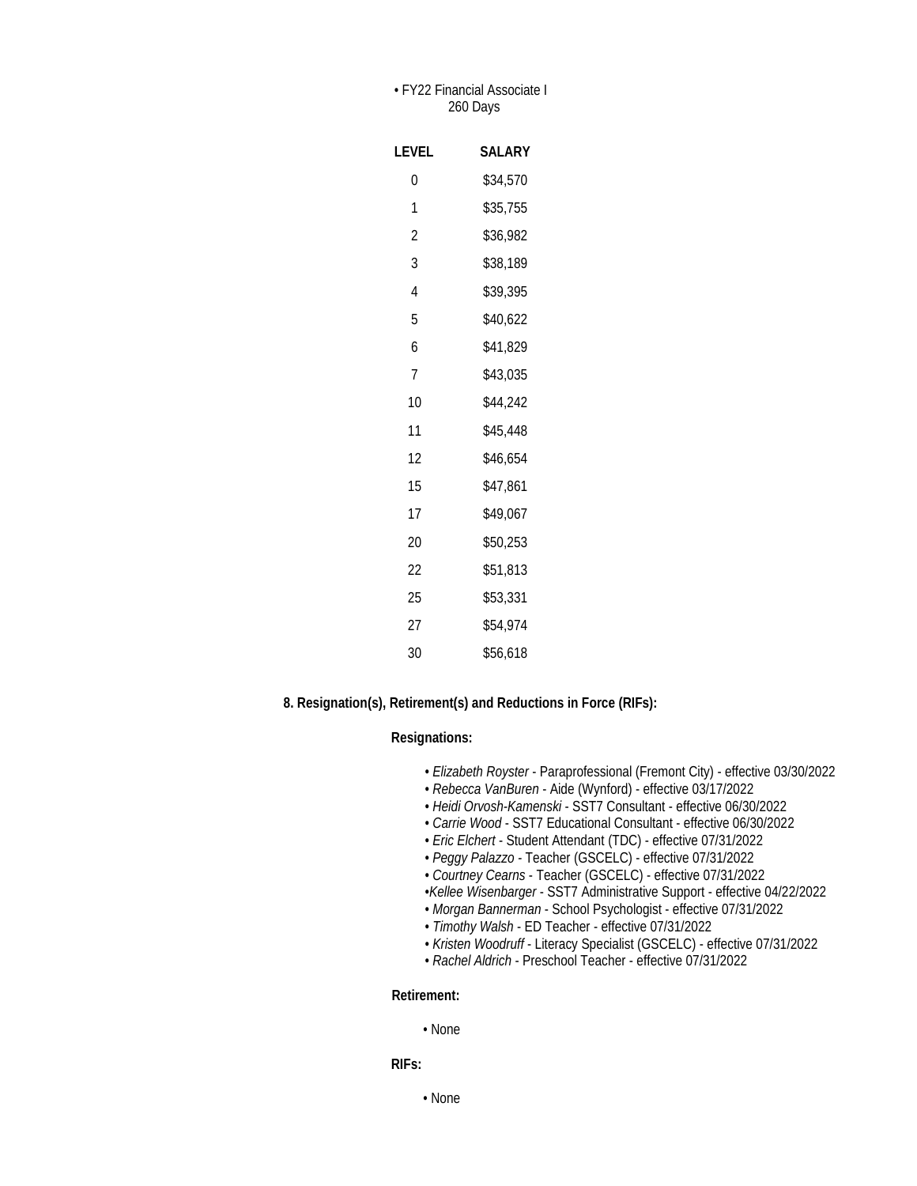• FY22 Financial Associate I
260 Days

| LEVEL | SALARY |
|---|---|
| 0 | $34,570 |
| 1 | $35,755 |
| 2 | $36,982 |
| 3 | $38,189 |
| 4 | $39,395 |
| 5 | $40,622 |
| 6 | $41,829 |
| 7 | $43,035 |
| 10 | $44,242 |
| 11 | $45,448 |
| 12 | $46,654 |
| 15 | $47,861 |
| 17 | $49,067 |
| 20 | $50,253 |
| 22 | $51,813 |
| 25 | $53,331 |
| 27 | $54,974 |
| 30 | $56,618 |

**8. Resignation(s), Retirement(s) and Reductions in Force (RIFs):**

**Resignations:**

- *Elizabeth Royster* - Paraprofessional (Fremont City) - effective 03/30/2022
- *Rebecca VanBuren* - Aide (Wynford) - effective 03/17/2022
- *Heidi Orvosh-Kamenski* - SST7 Consultant - effective 06/30/2022
- *Carrie Wood* - SST7 Educational Consultant - effective 06/30/2022
- *Eric Elchert* - Student Attendant (TDC) - effective 07/31/2022
- *Peggy Palazzo* - Teacher (GSCELC) - effective 07/31/2022
- *Courtney Cearns* - Teacher (GSCELC) - effective 07/31/2022
- *Kellee Wisenbarger* - SST7 Administrative Support - effective 04/22/2022
- *Morgan Bannerman* - School Psychologist - effective 07/31/2022
- *Timothy Walsh* - ED Teacher - effective 07/31/2022
- *Kristen Woodruff* - Literacy Specialist (GSCELC) - effective 07/31/2022
- *Rachel Aldrich* - Preschool Teacher - effective 07/31/2022

**Retirement:**

- None

**RIFs:**

- None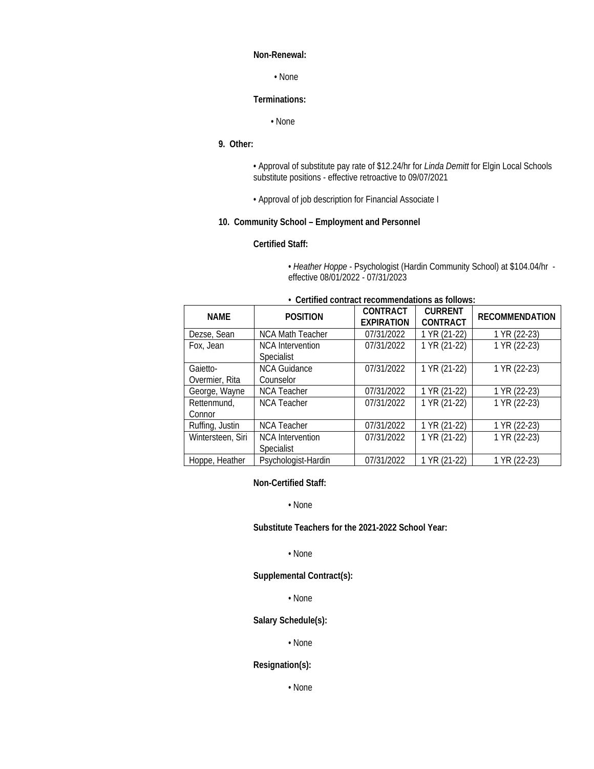**Non-Renewal:**

- None

**Terminations:**

- None

**9. Other:**

- Approval of substitute pay rate of $12.24/hr for *Linda Demitt* for Elgin Local Schools substitute positions - effective retroactive to 09/07/2021

- Approval of job description for Financial Associate I

**10. Community School – Employment and Personnel**

**Certified Staff:**

- *Heather Hoppe* - Psychologist (Hardin Community School) at $104.04/hr - effective 08/01/2022 - 07/31/2023

- **Certified contract recommendations as follows:**

| NAME | POSITION | CONTRACT EXPIRATION | CURRENT CONTRACT | RECOMMENDATION |
|---|---|---|---|---|
| Dezse, Sean | NCA Math Teacher | 07/31/2022 | 1 YR (21-22) | 1 YR (22-23) |
| Fox, Jean | NCA Intervention Specialist | 07/31/2022 | 1 YR (21-22) | 1 YR (22-23) |
| Gaietto-Overmier, Rita | NCA Guidance Counselor | 07/31/2022 | 1 YR (21-22) | 1 YR (22-23) |
| George, Wayne | NCA Teacher | 07/31/2022 | 1 YR (21-22) | 1 YR (22-23) |
| Rettenmund, Connor | NCA Teacher | 07/31/2022 | 1 YR (21-22) | 1 YR (22-23) |
| Ruffing, Justin | NCA Teacher | 07/31/2022 | 1 YR (21-22) | 1 YR (22-23) |
| Wintersteen, Siri | NCA Intervention Specialist | 07/31/2022 | 1 YR (21-22) | 1 YR (22-23) |
| Hoppe, Heather | Psychologist-Hardin | 07/31/2022 | 1 YR (21-22) | 1 YR (22-23) |

**Non-Certified Staff:**

- None

**Substitute Teachers for the 2021-2022 School Year:**

- None

**Supplemental Contract(s):**

- None

**Salary Schedule(s):**

- None

**Resignation(s):**

- None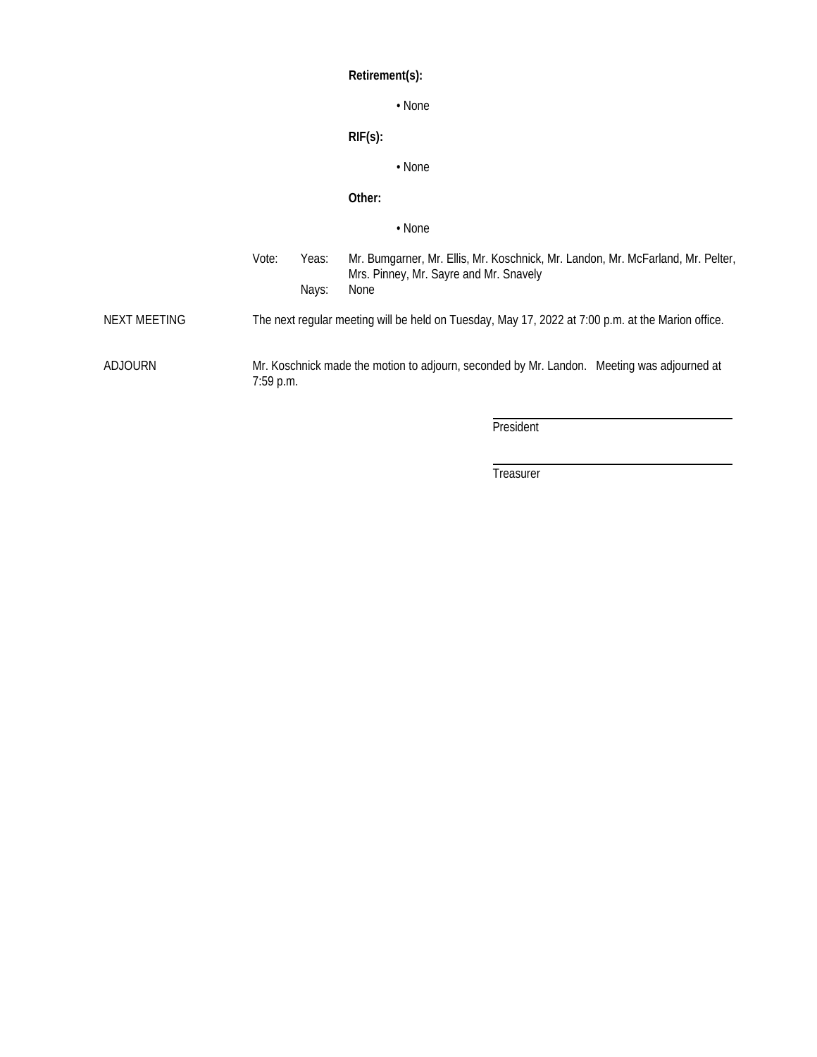**Retirement(s):**

- None

**RIF(s):**

- None

**Other:**

- None

Vote: Yeas: Mr. Bumgarner, Mr. Ellis, Mr. Koschnick, Mr. Landon, Mr. McFarland, Mr. Pelter, Mrs. Pinney, Mr. Sayre and Mr. Snavely

Nays: None

NEXT MEETING

The next regular meeting will be held on Tuesday, May 17, 2022 at 7:00 p.m. at the Marion office.

ADJOURN

Mr. Koschnick made the motion to adjourn, seconded by Mr. Landon. Meeting was adjourned at 7:59 p.m.

\_\_\_\_\_\_\_\_\_\_\_\_\_\_\_\_\_\_\_\_\_\_\_\_\_\_\_\_\_\_
President

\_\_\_\_\_\_\_\_\_\_\_\_\_\_\_\_\_\_\_\_\_\_\_\_\_\_\_\_\_\_
Treasurer